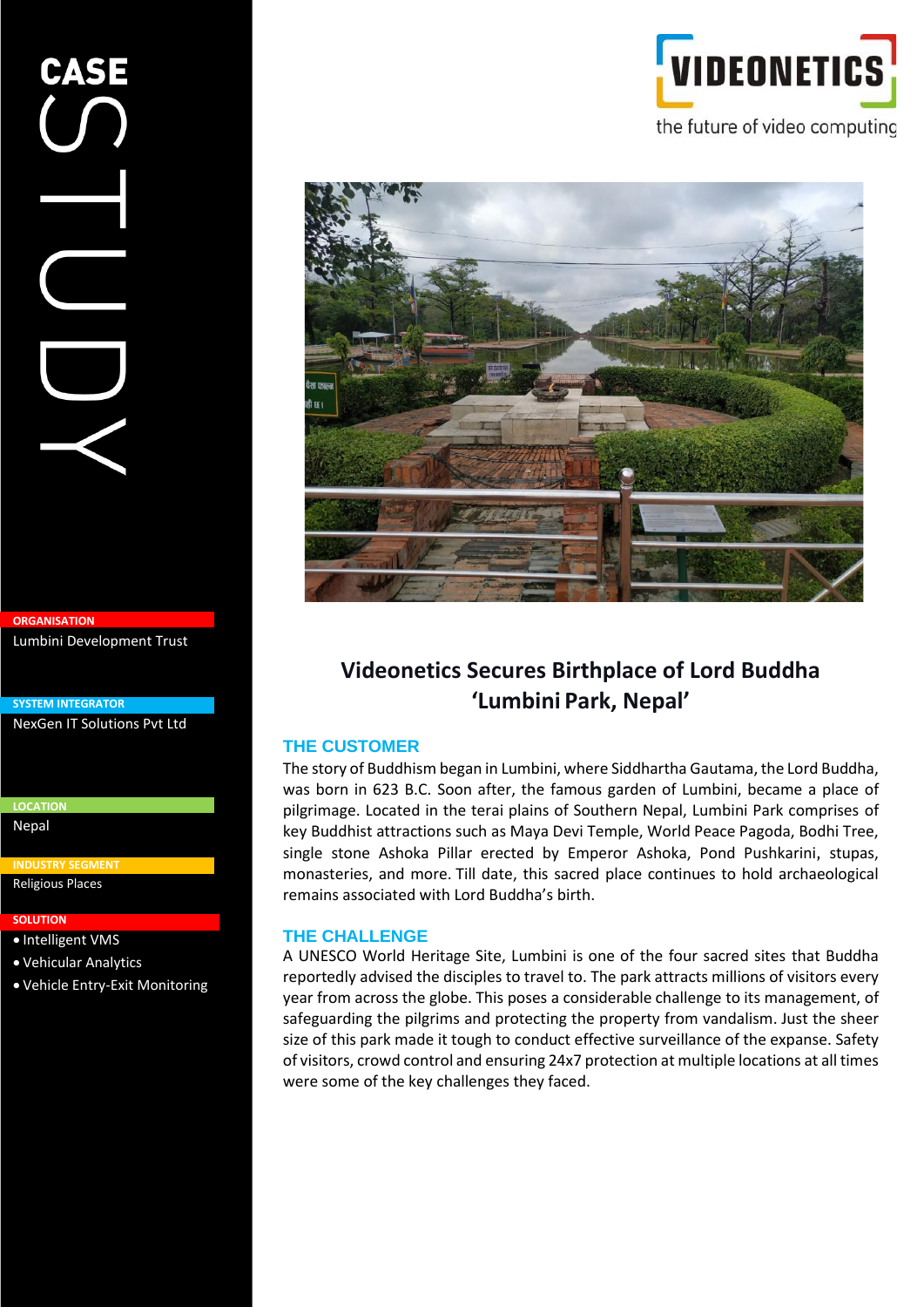# CASE STUDY

VIDEONETICS

the future of video computing

**ORGANISATION**

Lumbini Development Trust

**SYSTEM INTEGRATOR**

NexGen IT Solutions Pvt Ltd

**LOCATION**

Nepal

**INDUSTRY SEGMENT**

Religious Places

**SOLUTION**

- Intelligent VMS
- Vehicular Analytics
- Vehicle Entry-Exit Monitoring

## Videonetics Secures Birthplace of Lord Buddha 'Lumbini Park, Nepal'

### THE CUSTOMER

The story of Buddhism began in Lumbini, where Siddhartha Gautama, the Lord Buddha, was born in 623 B.C. Soon after, the famous garden of Lumbini, became a place of pilgrimage. Located in the terai plains of Southern Nepal, Lumbini Park comprises of key Buddhist attractions such as Maya Devi Temple, World Peace Pagoda, Bodhi Tree, single stone Ashoka Pillar erected by Emperor Ashoka, Pond Pushkarini, stupas, monasteries, and more. Till date, this sacred place continues to hold archaeological remains associated with Lord Buddha's birth.

### THE CHALLENGE

A UNESCO World Heritage Site, Lumbini is one of the four sacred sites that Buddha reportedly advised the disciples to travel to. The park attracts millions of visitors every year from across the globe. This poses a considerable challenge to its management, of safeguarding the pilgrims and protecting the property from vandalism. Just the sheer size of this park made it tough to conduct effective surveillance of the expanse. Safety of visitors, crowd control and ensuring 24x7 protection at multiple locations at all times were some of the key challenges they faced.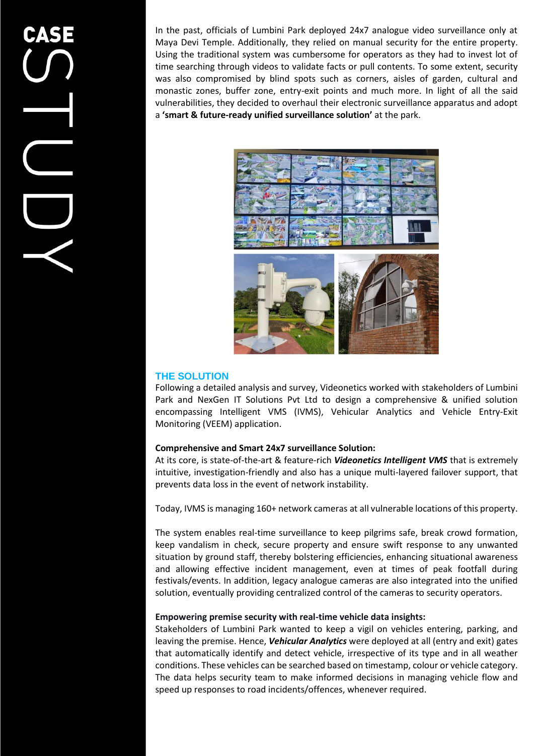In the past, officials of Lumbini Park deployed 24x7 analogue video surveillance only at Maya Devi Temple. Additionally, they relied on manual security for the entire property. Using the traditional system was cumbersome for operators as they had to invest lot of time searching through videos to validate facts or pull contents. To some extent, security was also compromised by blind spots such as corners, aisles of garden, cultural and monastic zones, buffer zone, entry-exit points and much more. In light of all the said vulnerabilities, they decided to overhaul their electronic surveillance apparatus and adopt a **'smart & future-ready unified surveillance solution'** at the park.

## THE SOLUTION

Following a detailed analysis and survey, Videonetics worked with stakeholders of Lumbini Park and NexGen IT Solutions Pvt Ltd to design a comprehensive & unified solution encompassing Intelligent VMS (IVMS), Vehicular Analytics and Vehicle Entry-Exit Monitoring (VEEM) application.

**Comprehensive and Smart 24x7 surveillance Solution:**

At its core, is state-of-the-art & feature-rich ***Videonetics Intelligent VMS*** that is extremely intuitive, investigation-friendly and also has a unique multi-layered failover support, that prevents data loss in the event of network instability.

Today, IVMS is managing 160+ network cameras at all vulnerable locations of this property.

The system enables real-time surveillance to keep pilgrims safe, break crowd formation, keep vandalism in check, secure property and ensure swift response to any unwanted situation by ground staff, thereby bolstering efficiencies, enhancing situational awareness and allowing effective incident management, even at times of peak footfall during festivals/events. In addition, legacy analogue cameras are also integrated into the unified solution, eventually providing centralized control of the cameras to security operators.

**Empowering premise security with real-time vehicle data insights:**

Stakeholders of Lumbini Park wanted to keep a vigil on vehicles entering, parking, and leaving the premise. Hence, ***Vehicular Analytics*** were deployed at all (entry and exit) gates that automatically identify and detect vehicle, irrespective of its type and in all weather conditions. These vehicles can be searched based on timestamp, colour or vehicle category. The data helps security team to make informed decisions in managing vehicle flow and speed up responses to road incidents/offences, whenever required.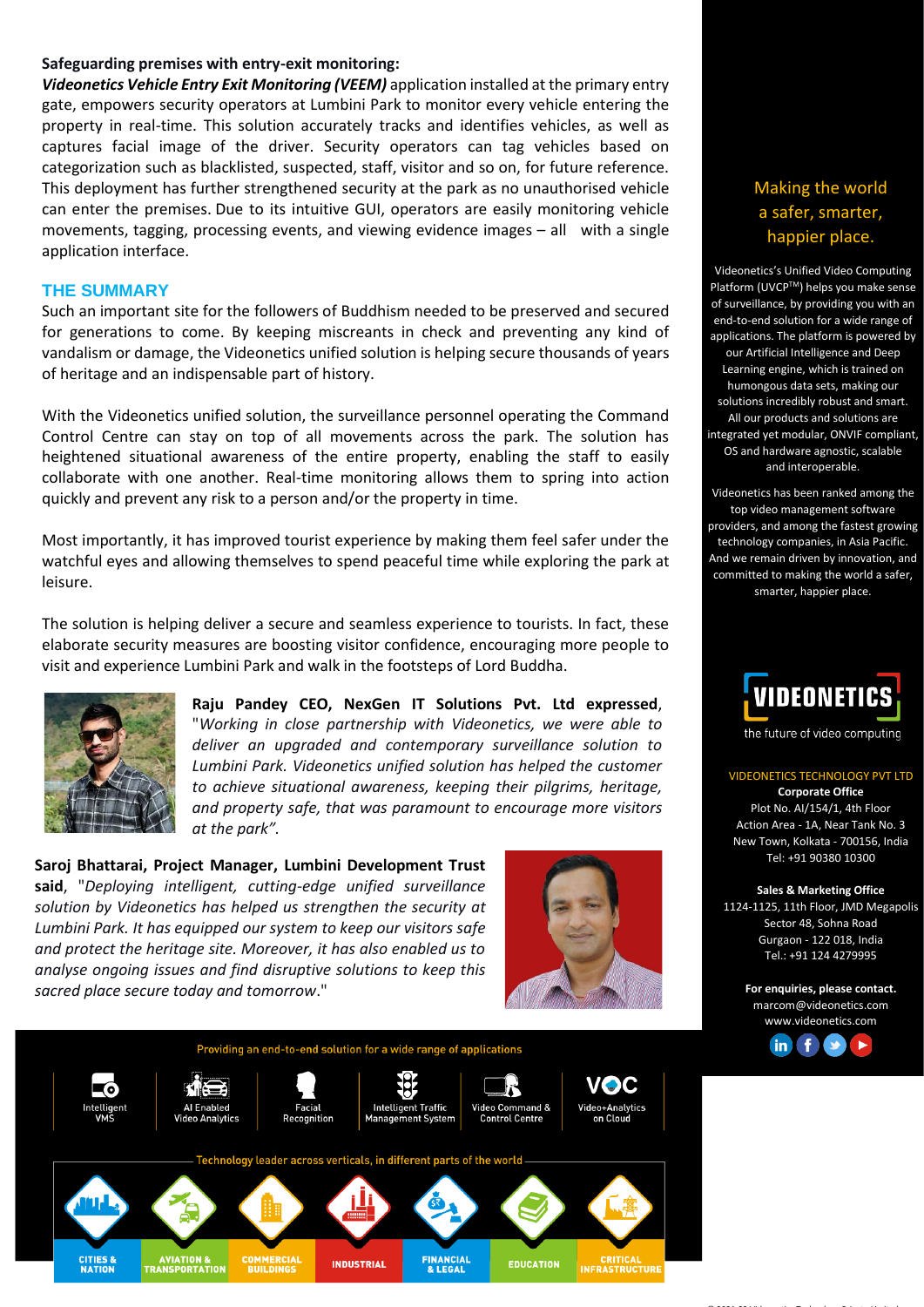**Safeguarding premises with entry-exit monitoring:**

***Videonetics Vehicle Entry Exit Monitoring (VEEM)*** application installed at the primary entry gate, empowers security operators at Lumbini Park to monitor every vehicle entering the property in real-time. This solution accurately tracks and identifies vehicles, as well as captures facial image of the driver. Security operators can tag vehicles based on categorization such as blacklisted, suspected, staff, visitor and so on, for future reference. This deployment has further strengthened security at the park as no unauthorised vehicle can enter the premises. Due to its intuitive GUI, operators are easily monitoring vehicle movements, tagging, processing events, and viewing evidence images – all with a single application interface.

## THE SUMMARY

Such an important site for the followers of Buddhism needed to be preserved and secured for generations to come. By keeping miscreants in check and preventing any kind of vandalism or damage, the Videonetics unified solution is helping secure thousands of years of heritage and an indispensable part of history.

With the Videonetics unified solution, the surveillance personnel operating the Command Control Centre can stay on top of all movements across the park. The solution has heightened situational awareness of the entire property, enabling the staff to easily collaborate with one another. Real-time monitoring allows them to spring into action quickly and prevent any risk to a person and/or the property in time.

Most importantly, it has improved tourist experience by making them feel safer under the watchful eyes and allowing themselves to spend peaceful time while exploring the park at leisure.

The solution is helping deliver a secure and seamless experience to tourists. In fact, these elaborate security measures are boosting visitor confidence, encouraging more people to visit and experience Lumbini Park and walk in the footsteps of Lord Buddha.

**Raju Pandey CEO, NexGen IT Solutions Pvt. Ltd expressed**, "*Working in close partnership with Videonetics, we were able to deliver an upgraded and contemporary surveillance solution to Lumbini Park. Videonetics unified solution has helped the customer to achieve situational awareness, keeping their pilgrims, heritage, and property safe, that was paramount to encourage more visitors at the park*".

**Saroj Bhattarai, Project Manager, Lumbini Development Trust said**, "*Deploying intelligent, cutting-edge unified surveillance solution by Videonetics has helped us strengthen the security at Lumbini Park. It has equipped our system to keep our visitors safe and protect the heritage site. Moreover, it has also enabled us to analyse ongoing issues and find disruptive solutions to keep this sacred place secure today and tomorrow*."

Providing an end-to-end solution for a wide range of applications

Intelligent VMS | AI Enabled Video Analytics | Facial Recognition | Intelligent Traffic Management System | Video Command & Control Centre | Video+Analytics on Cloud

Technology leader across verticals, in different parts of the world

CITIES & NATION | AVIATION & TRANSPORTATION | COMMERCIAL BUILDINGS | INDUSTRIAL | FINANCIAL & LEGAL | EDUCATION | CRITICAL INFRASTRUCTURE

Making the world a safer, smarter, happier place.

Videonetics's Unified Video Computing Platform (UVCP™) helps you make sense of surveillance, by providing you with an end-to-end solution for a wide range of applications. The platform is powered by our Artificial Intelligence and Deep Learning engine, which is trained on humongous data sets, making our solutions incredibly robust and smart. All our products and solutions are integrated yet modular, ONVIF compliant, OS and hardware agnostic, scalable and interoperable.

Videonetics has been ranked among the top video management software providers, and among the fastest growing technology companies, in Asia Pacific. And we remain driven by innovation, and committed to making the world a safer, smarter, happier place.

VIDEONETICS
the future of video computing

VIDEONETICS TECHNOLOGY PVT LTD

**Corporate Office**
Plot No. AI/154/1, 4th Floor
Action Area - 1A, Near Tank No. 3
New Town, Kolkata - 700156, India
Tel: +91 90380 10300

**Sales & Marketing Office**
1124-1125, 11th Floor, JMD Megapolis
Sector 48, Sohna Road
Gurgaon - 122 018, India
Tel.: +91 124 4279995

**For enquiries, please contact.**
marcom@videonetics.com
www.videonetics.com